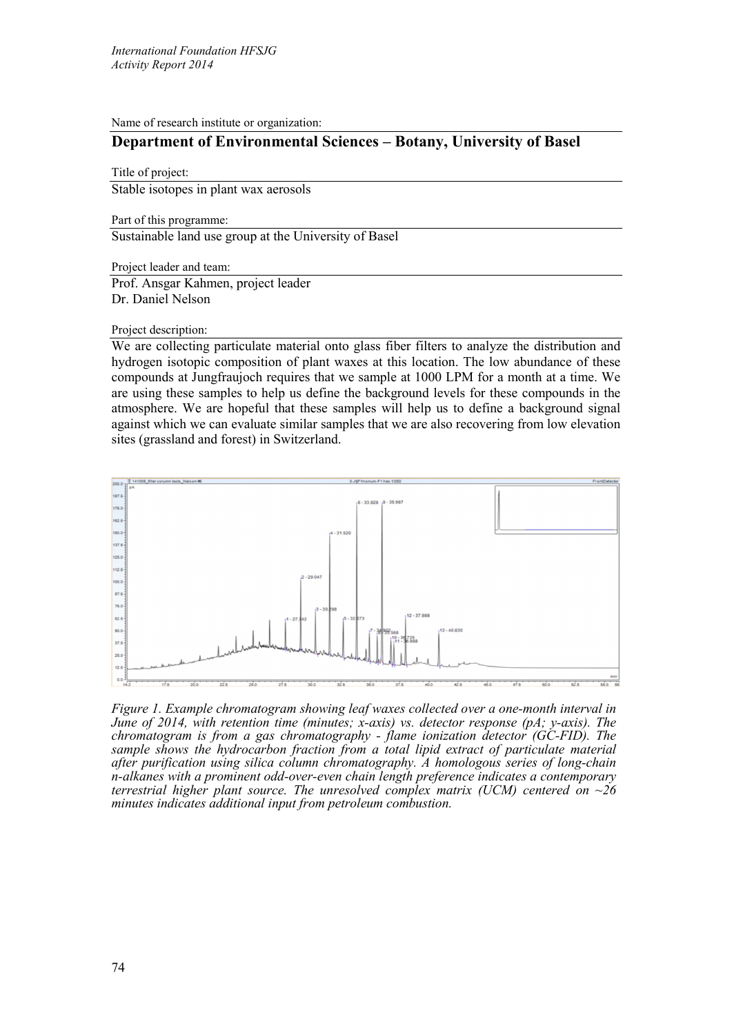Name of research institute or organization:

## Department of Environmental Sciences – Botany, University of Basel

Title of project:

Stable isotopes in plant wax aerosols

Part of this programme:

Sustainable land use group at the University of Basel

Project leader and team:

Prof. Ansgar Kahmen, project leader
Dr. Daniel Nelson

Project description:

We are collecting particulate material onto glass fiber filters to analyze the distribution and hydrogen isotopic composition of plant waxes at this location. The low abundance of these compounds at Jungfraujoch requires that we sample at 1000 LPM for a month at a time. We are using these samples to help us define the background levels for these compounds in the atmosphere. We are hopeful that these samples will help us to define a background signal against which we can evaluate similar samples that we are also recovering from low elevation sites (grassland and forest) in Switzerland.

*Figure 1. Example chromatogram showing leaf waxes collected over a one-month interval in June of 2014, with retention time (minutes; x-axis) vs. detector response (pA; y-axis). The chromatogram is from a gas chromatography - flame ionization detector (GC-FID). The sample shows the hydrocarbon fraction from a total lipid extract of particulate material after purification using silica column chromatography. A homologous series of long-chain n-alkanes with a prominent odd-over-even chain length preference indicates a contemporary terrestrial higher plant source. The unresolved complex matrix (UCM) centered on ~26 minutes indicates additional input from petroleum combustion.*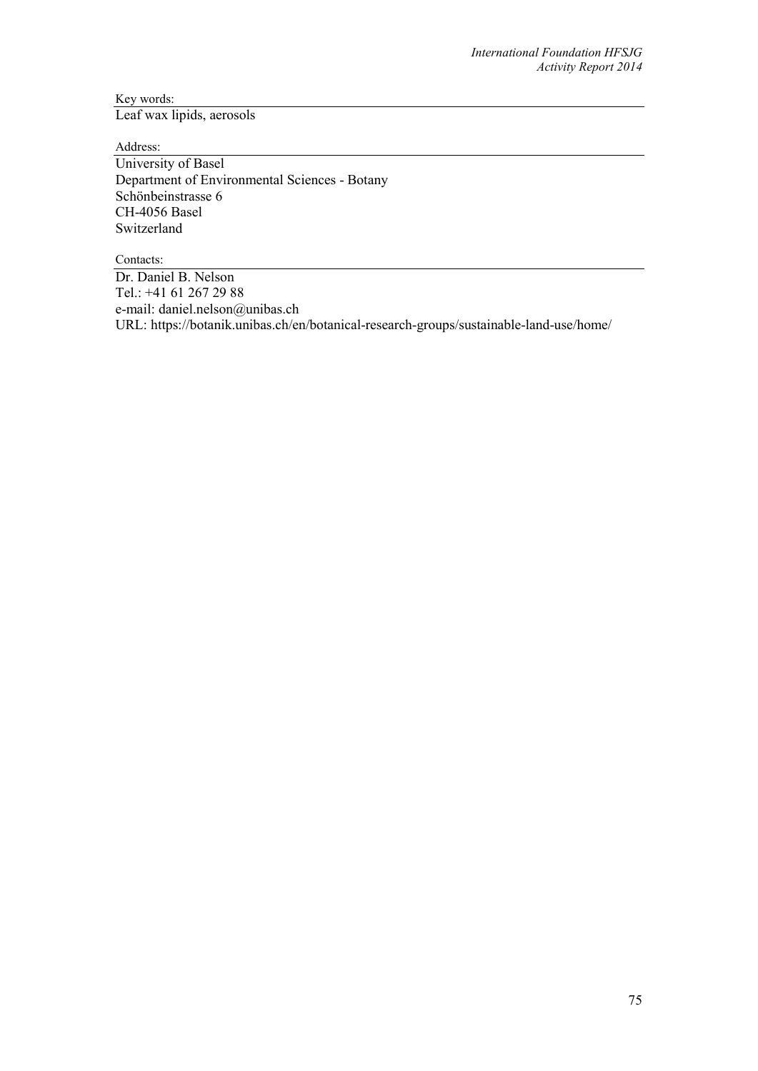Key words:

Leaf wax lipids, aerosols

Address:

University of Basel
Department of Environmental Sciences - Botany
Schönbeinstrasse 6
CH-4056 Basel
Switzerland

Contacts:

Dr. Daniel B. Nelson
Tel.: +41 61 267 29 88
e-mail: daniel.nelson@unibas.ch
URL: https://botanik.unibas.ch/en/botanical-research-groups/sustainable-land-use/home/